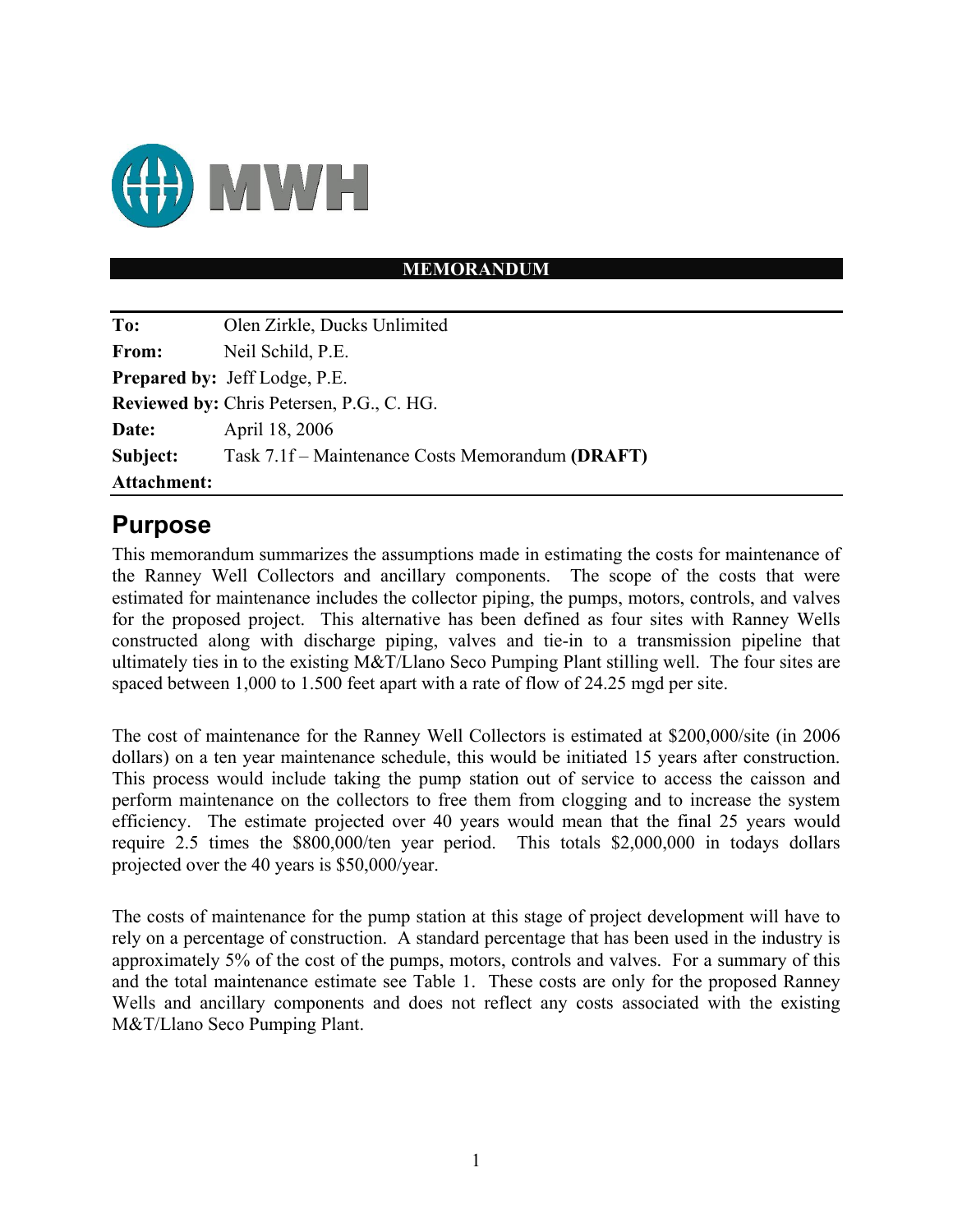MWH

**MEMORANDUM**

| | |
|---|---|
| **To:** | Olen Zirkle, Ducks Unlimited |
| **From:** | Neil Schild, P.E. |
| **Prepared by:** | Jeff Lodge, P.E. |
| **Reviewed by:** | Chris Petersen, P.G., C. HG. |
| **Date:** | April 18, 2006 |
| **Subject:** | Task 7.1f – Maintenance Costs Memorandum **(DRAFT)** |
| **Attachment:** | |

# Purpose

This memorandum summarizes the assumptions made in estimating the costs for maintenance of the Ranney Well Collectors and ancillary components. The scope of the costs that were estimated for maintenance includes the collector piping, the pumps, motors, controls, and valves for the proposed project. This alternative has been defined as four sites with Ranney Wells constructed along with discharge piping, valves and tie-in to a transmission pipeline that ultimately ties in to the existing M&T/Llano Seco Pumping Plant stilling well. The four sites are spaced between 1,000 to 1.500 feet apart with a rate of flow of 24.25 mgd per site.

The cost of maintenance for the Ranney Well Collectors is estimated at $200,000/site (in 2006 dollars) on a ten year maintenance schedule, this would be initiated 15 years after construction. This process would include taking the pump station out of service to access the caisson and perform maintenance on the collectors to free them from clogging and to increase the system efficiency. The estimate projected over 40 years would mean that the final 25 years would require 2.5 times the $800,000/ten year period. This totals $2,000,000 in todays dollars projected over the 40 years is $50,000/year.

The costs of maintenance for the pump station at this stage of project development will have to rely on a percentage of construction. A standard percentage that has been used in the industry is approximately 5% of the cost of the pumps, motors, controls and valves. For a summary of this and the total maintenance estimate see Table 1. These costs are only for the proposed Ranney Wells and ancillary components and does not reflect any costs associated with the existing M&T/Llano Seco Pumping Plant.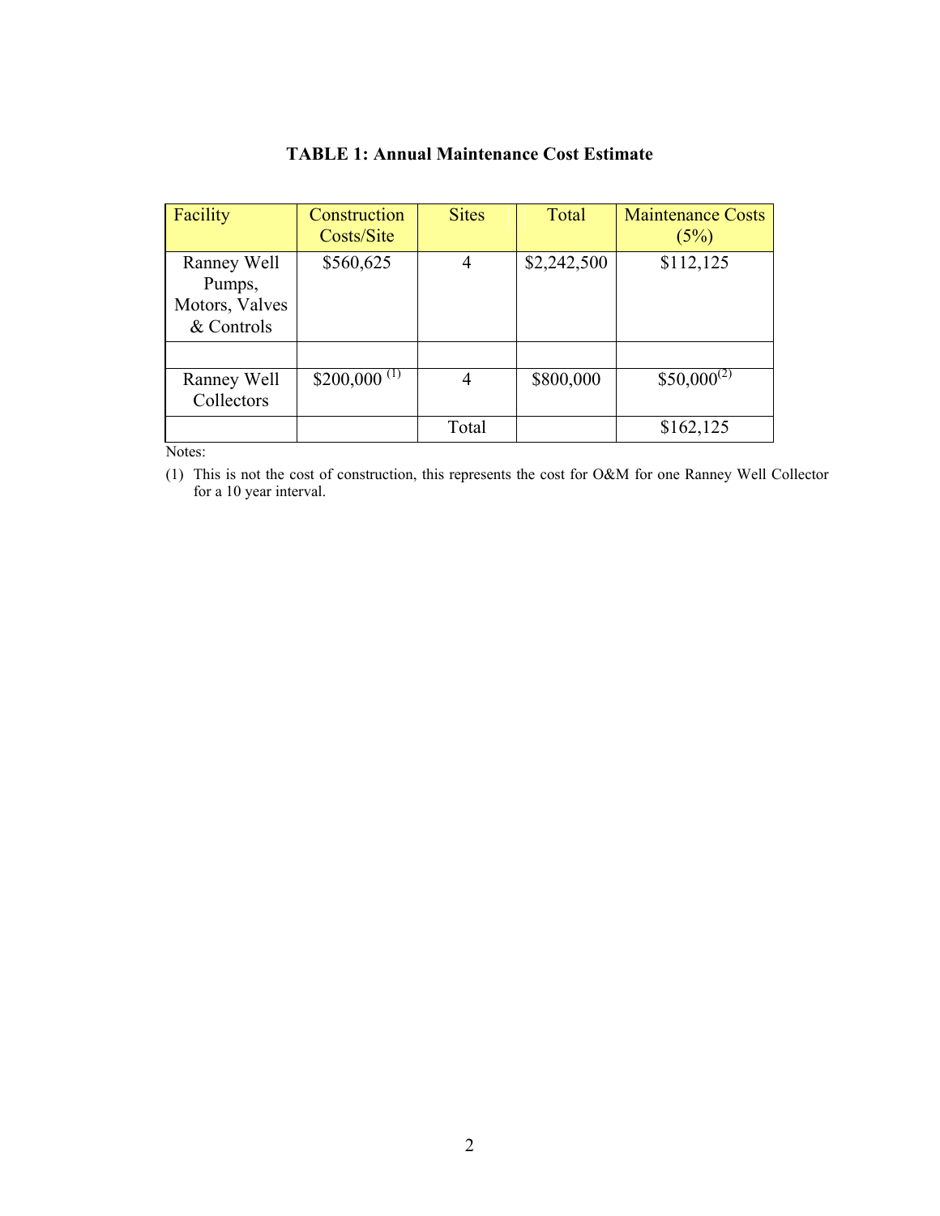**TABLE 1: Annual Maintenance Cost Estimate**

| Facility | Construction Costs/Site | Sites | Total | Maintenance Costs (5%) |
|---|---|---|---|---|
| Ranney Well Pumps, Motors, Valves & Controls | \$560,625 | 4 | \$2,242,500 | \$112,125 |
| | | | | |
| Ranney Well Collectors | \$200,000 [(1)] | 4 | \$800,000 | \$50,000[(2)] |
| | | Total | | \$162,125 |

Notes:

(1) This is not the cost of construction, this represents the cost for O&M for one Ranney Well Collector for a 10 year interval.